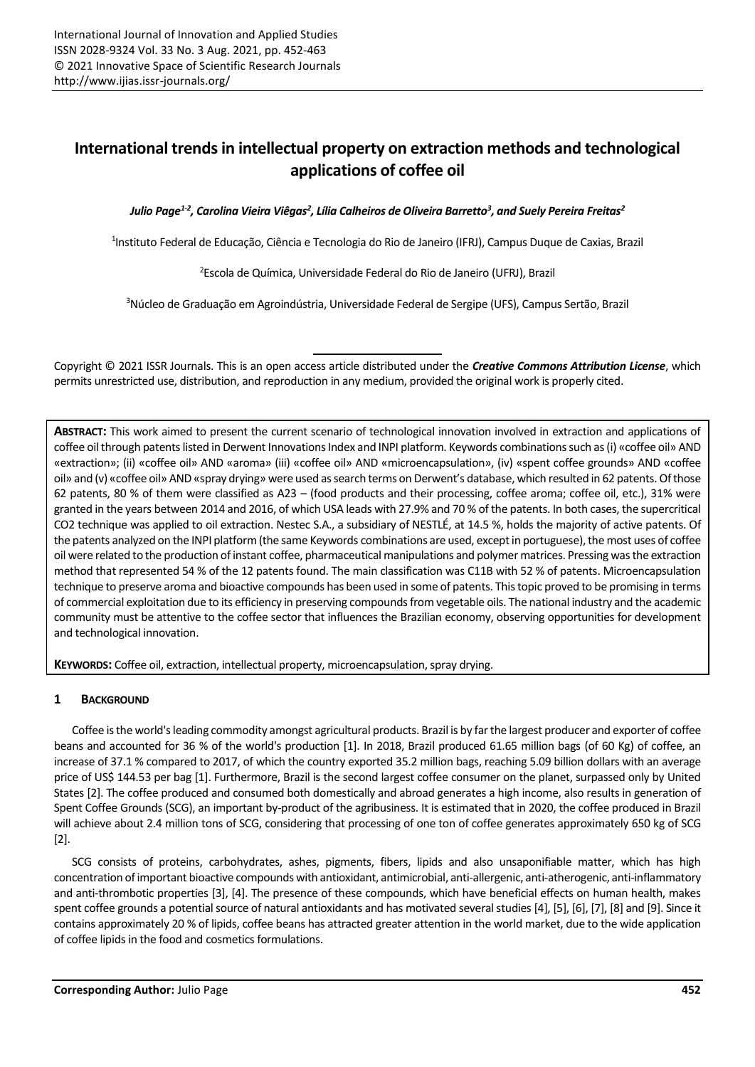# International trends in intellectual property on extraction methods and technological applications of coffee oil

*Julio Page[1-2], Carolina Vieira Viêgas[2], Lília Calheiros de Oliveira Barretto[3], and Suely Pereira Freitas[2]*

[1]Instituto Federal de Educação, Ciência e Tecnologia do Rio de Janeiro (IFRJ), Campus Duque de Caxias, Brazil

[2]Escola de Química, Universidade Federal do Rio de Janeiro (UFRJ), Brazil

[3]Núcleo de Graduação em Agroindústria, Universidade Federal de Sergipe (UFS), Campus Sertão, Brazil

Copyright © 2021 ISSR Journals. This is an open access article distributed under the ***Creative Commons Attribution License***, which permits unrestricted use, distribution, and reproduction in any medium, provided the original work is properly cited.

**ABSTRACT:** This work aimed to present the current scenario of technological innovation involved in extraction and applications of coffee oil through patents listed in Derwent Innovations Index and INPI platform. Keywords combinations such as (i) «coffee oil» AND «extraction»; (ii) «coffee oil» AND «aroma» (iii) «coffee oil» AND «microencapsulation», (iv) «spent coffee grounds» AND «coffee oil» and (v) «coffee oil» AND «spray drying» were used as search terms on Derwent's database, which resulted in 62 patents. Of those 62 patents, 80 % of them were classified as A23 – (food products and their processing, coffee aroma; coffee oil, etc.), 31% were granted in the years between 2014 and 2016, of which USA leads with 27.9% and 70 % of the patents. In both cases, the supercritical CO2 technique was applied to oil extraction. Nestec S.A., a subsidiary of NESTLÉ, at 14.5 %, holds the majority of active patents. Of the patents analyzed on the INPI platform (the same Keywords combinations are used, except in portuguese), the most uses of coffee oil were related to the production of instant coffee, pharmaceutical manipulations and polymer matrices. Pressing was the extraction method that represented 54 % of the 12 patents found. The main classification was C11B with 52 % of patents. Microencapsulation technique to preserve aroma and bioactive compounds has been used in some of patents. This topic proved to be promising in terms of commercial exploitation due to its efficiency in preserving compounds from vegetable oils. The national industry and the academic community must be attentive to the coffee sector that influences the Brazilian economy, observing opportunities for development and technological innovation.

**KEYWORDS:** Coffee oil, extraction, intellectual property, microencapsulation, spray drying.

## 1 BACKGROUND

Coffee is the world's leading commodity amongst agricultural products. Brazil is by far the largest producer and exporter of coffee beans and accounted for 36 % of the world's production [1]. In 2018, Brazil produced 61.65 million bags (of 60 Kg) of coffee, an increase of 37.1 % compared to 2017, of which the country exported 35.2 million bags, reaching 5.09 billion dollars with an average price of US$ 144.53 per bag [1]. Furthermore, Brazil is the second largest coffee consumer on the planet, surpassed only by United States [2]. The coffee produced and consumed both domestically and abroad generates a high income, also results in generation of Spent Coffee Grounds (SCG), an important by-product of the agribusiness. It is estimated that in 2020, the coffee produced in Brazil will achieve about 2.4 million tons of SCG, considering that processing of one ton of coffee generates approximately 650 kg of SCG [2].

SCG consists of proteins, carbohydrates, ashes, pigments, fibers, lipids and also unsaponifiable matter, which has high concentration of important bioactive compounds with antioxidant, antimicrobial, anti-allergenic, anti-atherogenic, anti-inflammatory and anti-thrombotic properties [3], [4]. The presence of these compounds, which have beneficial effects on human health, makes spent coffee grounds a potential source of natural antioxidants and has motivated several studies [4], [5], [6], [7], [8] and [9]. Since it contains approximately 20 % of lipids, coffee beans has attracted greater attention in the world market, due to the wide application of coffee lipids in the food and cosmetics formulations.

**Corresponding Author:** Julio Page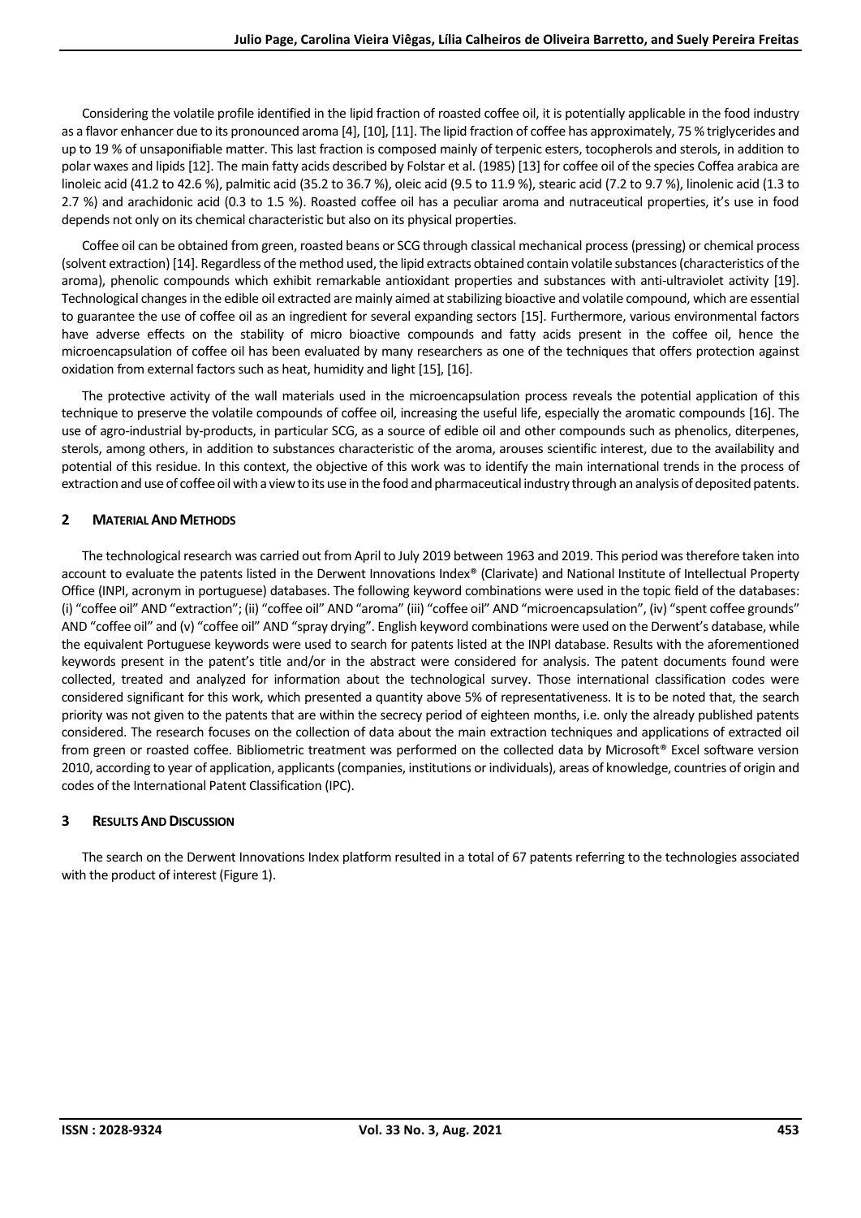Considering the volatile profile identified in the lipid fraction of roasted coffee oil, it is potentially applicable in the food industry as a flavor enhancer due to its pronounced aroma [4], [10], [11]. The lipid fraction of coffee has approximately, 75 % triglycerides and up to 19 % of unsaponifiable matter. This last fraction is composed mainly of terpenic esters, tocopherols and sterols, in addition to polar waxes and lipids [12]. The main fatty acids described by Folstar et al. (1985) [13] for coffee oil of the species Coffea arabica are linoleic acid (41.2 to 42.6 %), palmitic acid (35.2 to 36.7 %), oleic acid (9.5 to 11.9 %), stearic acid (7.2 to 9.7 %), linolenic acid (1.3 to 2.7 %) and arachidonic acid (0.3 to 1.5 %). Roasted coffee oil has a peculiar aroma and nutraceutical properties, it's use in food depends not only on its chemical characteristic but also on its physical properties.

Coffee oil can be obtained from green, roasted beans or SCG through classical mechanical process (pressing) or chemical process (solvent extraction) [14]. Regardless of the method used, the lipid extracts obtained contain volatile substances (characteristics of the aroma), phenolic compounds which exhibit remarkable antioxidant properties and substances with anti-ultraviolet activity [19]. Technological changes in the edible oil extracted are mainly aimed at stabilizing bioactive and volatile compound, which are essential to guarantee the use of coffee oil as an ingredient for several expanding sectors [15]. Furthermore, various environmental factors have adverse effects on the stability of micro bioactive compounds and fatty acids present in the coffee oil, hence the microencapsulation of coffee oil has been evaluated by many researchers as one of the techniques that offers protection against oxidation from external factors such as heat, humidity and light [15], [16].

The protective activity of the wall materials used in the microencapsulation process reveals the potential application of this technique to preserve the volatile compounds of coffee oil, increasing the useful life, especially the aromatic compounds [16]. The use of agro-industrial by-products, in particular SCG, as a source of edible oil and other compounds such as phenolics, diterpenes, sterols, among others, in addition to substances characteristic of the aroma, arouses scientific interest, due to the availability and potential of this residue. In this context, the objective of this work was to identify the main international trends in the process of extraction and use of coffee oil with a view to its use in the food and pharmaceutical industry through an analysis of deposited patents.

## 2 Material And Methods

The technological research was carried out from April to July 2019 between 1963 and 2019. This period was therefore taken into account to evaluate the patents listed in the Derwent Innovations Index® (Clarivate) and National Institute of Intellectual Property Office (INPI, acronym in portuguese) databases. The following keyword combinations were used in the topic field of the databases: (i) "coffee oil" AND "extraction"; (ii) "coffee oil" AND "aroma" (iii) "coffee oil" AND "microencapsulation", (iv) "spent coffee grounds" AND "coffee oil" and (v) "coffee oil" AND "spray drying". English keyword combinations were used on the Derwent's database, while the equivalent Portuguese keywords were used to search for patents listed at the INPI database. Results with the aforementioned keywords present in the patent's title and/or in the abstract were considered for analysis. The patent documents found were collected, treated and analyzed for information about the technological survey. Those international classification codes were considered significant for this work, which presented a quantity above 5% of representativeness. It is to be noted that, the search priority was not given to the patents that are within the secrecy period of eighteen months, i.e. only the already published patents considered. The research focuses on the collection of data about the main extraction techniques and applications of extracted oil from green or roasted coffee. Bibliometric treatment was performed on the collected data by Microsoft® Excel software version 2010, according to year of application, applicants (companies, institutions or individuals), areas of knowledge, countries of origin and codes of the International Patent Classification (IPC).

## 3 Results And Discussion

The search on the Derwent Innovations Index platform resulted in a total of 67 patents referring to the technologies associated with the product of interest (Figure 1).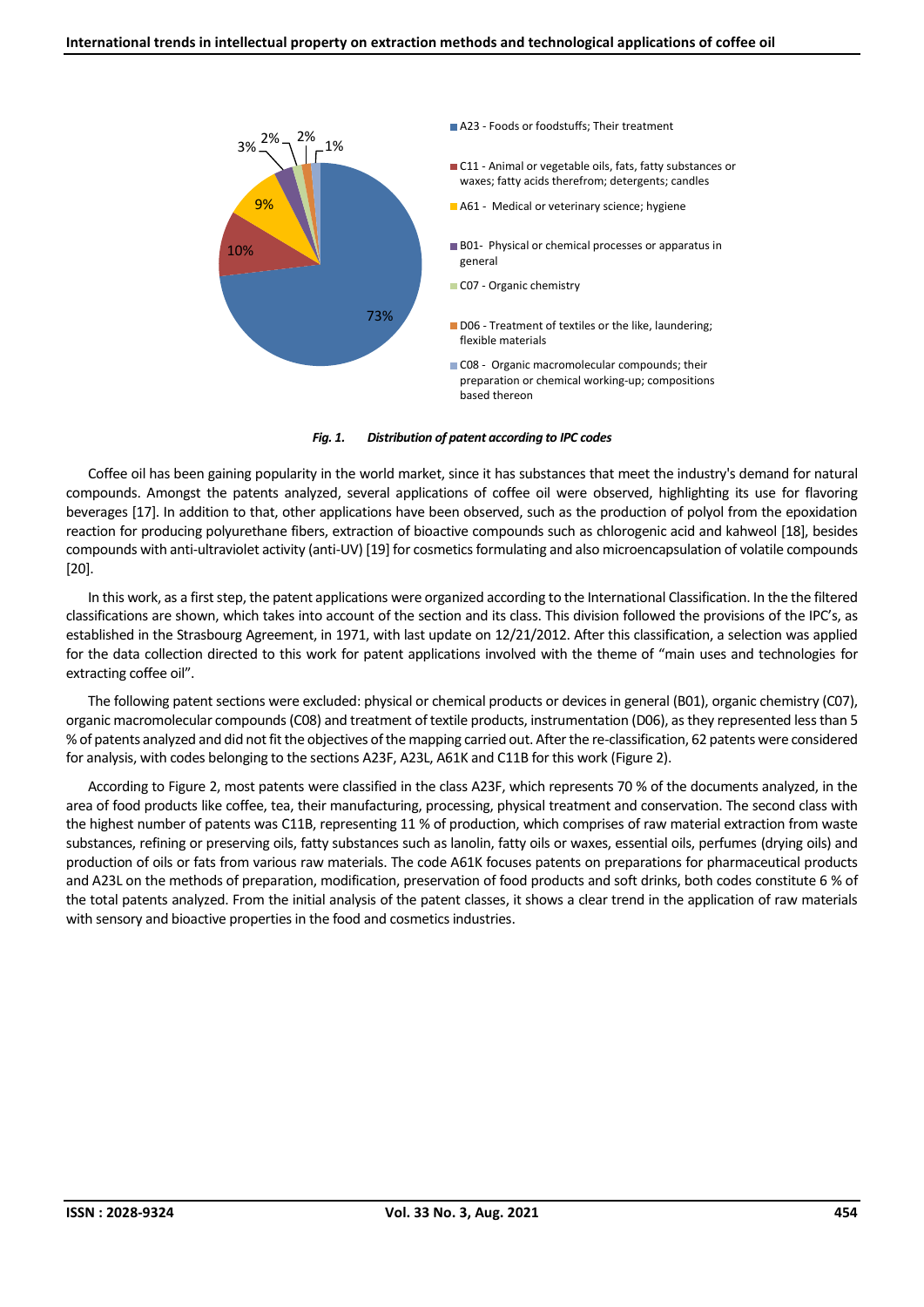*Fig. 1. Distribution of patent according to IPC codes*

Coffee oil has been gaining popularity in the world market, since it has substances that meet the industry's demand for natural compounds. Amongst the patents analyzed, several applications of coffee oil were observed, highlighting its use for flavoring beverages [17]. In addition to that, other applications have been observed, such as the production of polyol from the epoxidation reaction for producing polyurethane fibers, extraction of bioactive compounds such as chlorogenic acid and kahweol [18], besides compounds with anti-ultraviolet activity (anti-UV) [19] for cosmetics formulating and also microencapsulation of volatile compounds [20].

In this work, as a first step, the patent applications were organized according to the International Classification. In the the filtered classifications are shown, which takes into account of the section and its class. This division followed the provisions of the IPC's, as established in the Strasbourg Agreement, in 1971, with last update on 12/21/2012. After this classification, a selection was applied for the data collection directed to this work for patent applications involved with the theme of "main uses and technologies for extracting coffee oil".

The following patent sections were excluded: physical or chemical products or devices in general (B01), organic chemistry (C07), organic macromolecular compounds (C08) and treatment of textile products, instrumentation (D06), as they represented less than 5 % of patents analyzed and did not fit the objectives of the mapping carried out. After the re-classification, 62 patents were considered for analysis, with codes belonging to the sections A23F, A23L, A61K and C11B for this work (Figure 2).

According to Figure 2, most patents were classified in the class A23F, which represents 70 % of the documents analyzed, in the area of food products like coffee, tea, their manufacturing, processing, physical treatment and conservation. The second class with the highest number of patents was C11B, representing 11 % of production, which comprises of raw material extraction from waste substances, refining or preserving oils, fatty substances such as lanolin, fatty oils or waxes, essential oils, perfumes (drying oils) and production of oils or fats from various raw materials. The code A61K focuses patents on preparations for pharmaceutical products and A23L on the methods of preparation, modification, preservation of food products and soft drinks, both codes constitute 6 % of the total patents analyzed. From the initial analysis of the patent classes, it shows a clear trend in the application of raw materials with sensory and bioactive properties in the food and cosmetics industries.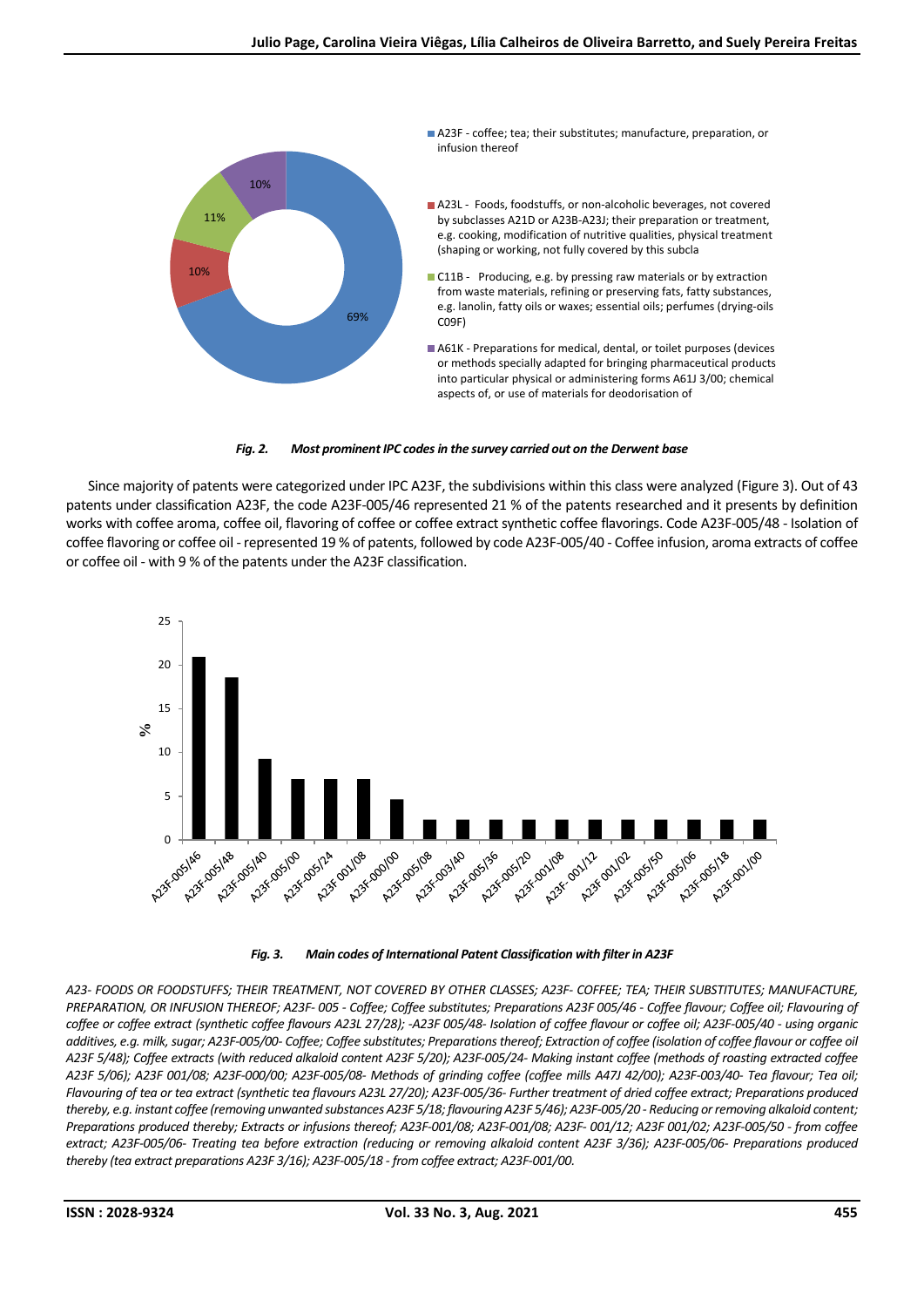*Fig. 2. Most prominent IPC codes in the survey carried out on the Derwent base*

Since majority of patents were categorized under IPC A23F, the subdivisions within this class were analyzed (Figure 3). Out of 43 patents under classification A23F, the code A23F-005/46 represented 21 % of the patents researched and it presents by definition works with coffee aroma, coffee oil, flavoring of coffee or coffee extract synthetic coffee flavorings. Code A23F-005/48 - Isolation of coffee flavoring or coffee oil - represented 19 % of patents, followed by code A23F-005/40 - Coffee infusion, aroma extracts of coffee or coffee oil - with 9 % of the patents under the A23F classification.

*Fig. 3. Main codes of International Patent Classification with filter in A23F*

*A23- FOODS OR FOODSTUFFS; THEIR TREATMENT, NOT COVERED BY OTHER CLASSES; A23F- COFFEE; TEA; THEIR SUBSTITUTES; MANUFACTURE, PREPARATION, OR INFUSION THEREOF; A23F- 005 - Coffee; Coffee substitutes; Preparations A23F 005/46 - Coffee flavour; Coffee oil; Flavouring of coffee or coffee extract (synthetic coffee flavours A23L 27/28); -A23F 005/48- Isolation of coffee flavour or coffee oil; A23F-005/40 - using organic additives, e.g. milk, sugar; A23F-005/00- Coffee; Coffee substitutes; Preparations thereof; Extraction of coffee (isolation of coffee flavour or coffee oil A23F 5/48); Coffee extracts (with reduced alkaloid content A23F 5/20); A23F-005/24- Making instant coffee (methods of roasting extracted coffee A23F 5/06); A23F 001/08; A23F-000/00; A23F-005/08- Methods of grinding coffee (coffee mills A47J 42/00); A23F-003/40- Tea flavour; Tea oil; Flavouring of tea or tea extract (synthetic tea flavours A23L 27/20); A23F-005/36- Further treatment of dried coffee extract; Preparations produced thereby, e.g. instant coffee (removing unwanted substances A23F 5/18; flavouring A23F 5/46); A23F-005/20 - Reducing or removing alkaloid content; Preparations produced thereby; Extracts or infusions thereof; A23F-001/08; A23F-001/08; A23F- 001/12; A23F 001/02; A23F-005/50 - from coffee extract; A23F-005/06- Treating tea before extraction (reducing or removing alkaloid content A23F 3/36); A23F-005/06- Preparations produced thereby (tea extract preparations A23F 3/16); A23F-005/18 - from coffee extract; A23F-001/00.*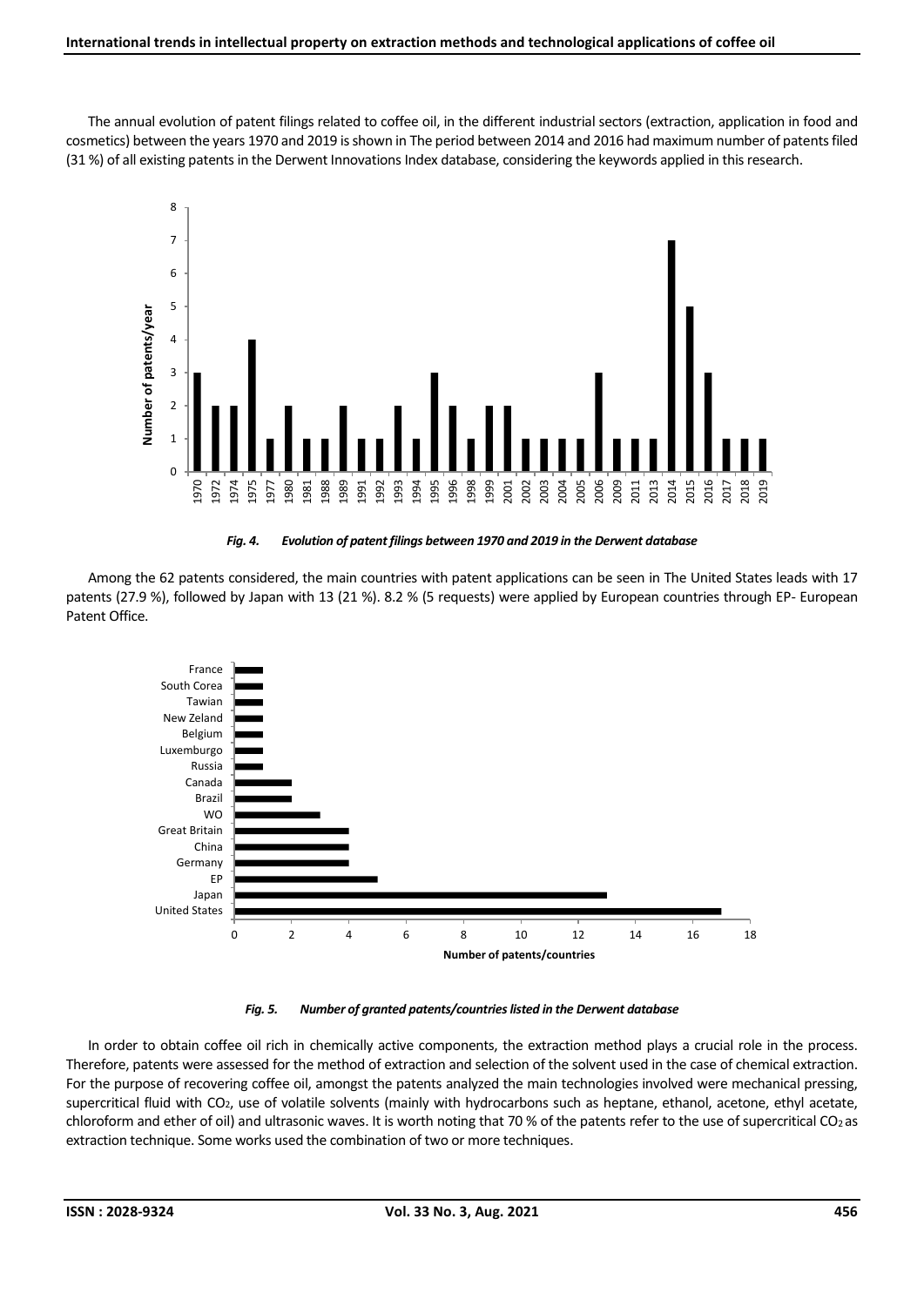The annual evolution of patent filings related to coffee oil, in the different industrial sectors (extraction, application in food and cosmetics) between the years 1970 and 2019 is shown in The period between 2014 and 2016 had maximum number of patents filed (31 %) of all existing patents in the Derwent Innovations Index database, considering the keywords applied in this research.

***Fig. 4. Evolution of patent filings between 1970 and 2019 in the Derwent database***

Among the 62 patents considered, the main countries with patent applications can be seen in The United States leads with 17 patents (27.9 %), followed by Japan with 13 (21 %). 8.2 % (5 requests) were applied by European countries through EP- European Patent Office.

***Fig. 5. Number of granted patents/countries listed in the Derwent database***

In order to obtain coffee oil rich in chemically active components, the extraction method plays a crucial role in the process. Therefore, patents were assessed for the method of extraction and selection of the solvent used in the case of chemical extraction. For the purpose of recovering coffee oil, amongst the patents analyzed the main technologies involved were mechanical pressing, supercritical fluid with $CO_2$, use of volatile solvents (mainly with hydrocarbons such as heptane, ethanol, acetone, ethyl acetate, chloroform and ether of oil) and ultrasonic waves. It is worth noting that 70 % of the patents refer to the use of supercritical $CO_2$ as extraction technique. Some works used the combination of two or more techniques.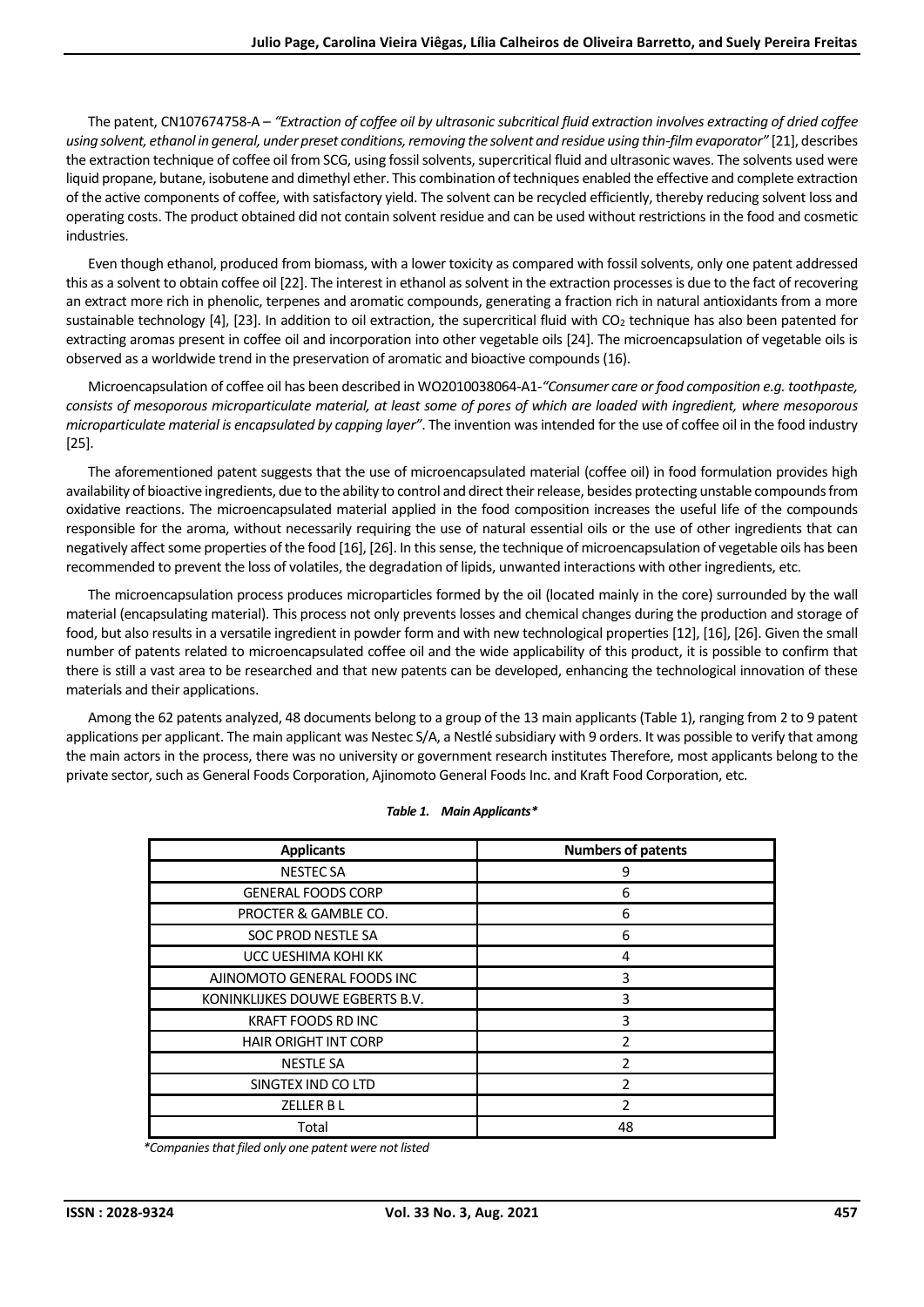The patent, CN107674758-A – *"Extraction of coffee oil by ultrasonic subcritical fluid extraction involves extracting of dried coffee using solvent, ethanol in general, under preset conditions, removing the solvent and residue using thin-film evaporator"* [21], describes the extraction technique of coffee oil from SCG, using fossil solvents, supercritical fluid and ultrasonic waves. The solvents used were liquid propane, butane, isobutene and dimethyl ether. This combination of techniques enabled the effective and complete extraction of the active components of coffee, with satisfactory yield. The solvent can be recycled efficiently, thereby reducing solvent loss and operating costs. The product obtained did not contain solvent residue and can be used without restrictions in the food and cosmetic industries.

Even though ethanol, produced from biomass, with a lower toxicity as compared with fossil solvents, only one patent addressed this as a solvent to obtain coffee oil [22]. The interest in ethanol as solvent in the extraction processes is due to the fact of recovering an extract more rich in phenolic, terpenes and aromatic compounds, generating a fraction rich in natural antioxidants from a more sustainable technology [4], [23]. In addition to oil extraction, the supercritical fluid with $CO_2$ technique has also been patented for extracting aromas present in coffee oil and incorporation into other vegetable oils [24]. The microencapsulation of vegetable oils is observed as a worldwide trend in the preservation of aromatic and bioactive compounds (16).

Microencapsulation of coffee oil has been described in WO2010038064-A1-*"Consumer care or food composition e.g. toothpaste, consists of mesoporous microparticulate material, at least some of pores of which are loaded with ingredient, where mesoporous microparticulate material is encapsulated by capping layer"*. The invention was intended for the use of coffee oil in the food industry [25].

The aforementioned patent suggests that the use of microencapsulated material (coffee oil) in food formulation provides high availability of bioactive ingredients, due to the ability to control and direct their release, besides protecting unstable compounds from oxidative reactions. The microencapsulated material applied in the food composition increases the useful life of the compounds responsible for the aroma, without necessarily requiring the use of natural essential oils or the use of other ingredients that can negatively affect some properties of the food [16], [26]. In this sense, the technique of microencapsulation of vegetable oils has been recommended to prevent the loss of volatiles, the degradation of lipids, unwanted interactions with other ingredients, etc.

The microencapsulation process produces microparticles formed by the oil (located mainly in the core) surrounded by the wall material (encapsulating material). This process not only prevents losses and chemical changes during the production and storage of food, but also results in a versatile ingredient in powder form and with new technological properties [12], [16], [26]. Given the small number of patents related to microencapsulated coffee oil and the wide applicability of this product, it is possible to confirm that there is still a vast area to be researched and that new patents can be developed, enhancing the technological innovation of these materials and their applications.

Among the 62 patents analyzed, 48 documents belong to a group of the 13 main applicants (Table 1), ranging from 2 to 9 patent applications per applicant. The main applicant was Nestec S/A, a Nestlé subsidiary with 9 orders. It was possible to verify that among the main actors in the process, there was no university or government research institutes Therefore, most applicants belong to the private sector, such as General Foods Corporation, Ajinomoto General Foods Inc. and Kraft Food Corporation, etc.

***Table 1. Main Applicants****

| Applicants | Numbers of patents |
|---|---|
| NESTEC SA | 9 |
| GENERAL FOODS CORP | 6 |
| PROCTER & GAMBLE CO. | 6 |
| SOC PROD NESTLE SA | 6 |
| UCC UESHIMA KOHI KK | 4 |
| AJINOMOTO GENERAL FOODS INC | 3 |
| KONINKLIJKES DOUWE EGBERTS B.V. | 3 |
| KRAFT FOODS RD INC | 3 |
| HAIR ORIGHT INT CORP | 2 |
| NESTLE SA | 2 |
| SINGTEX IND CO LTD | 2 |
| ZELLER B L | 2 |
| Total | 48 |

*\*Companies that filed only one patent were not listed*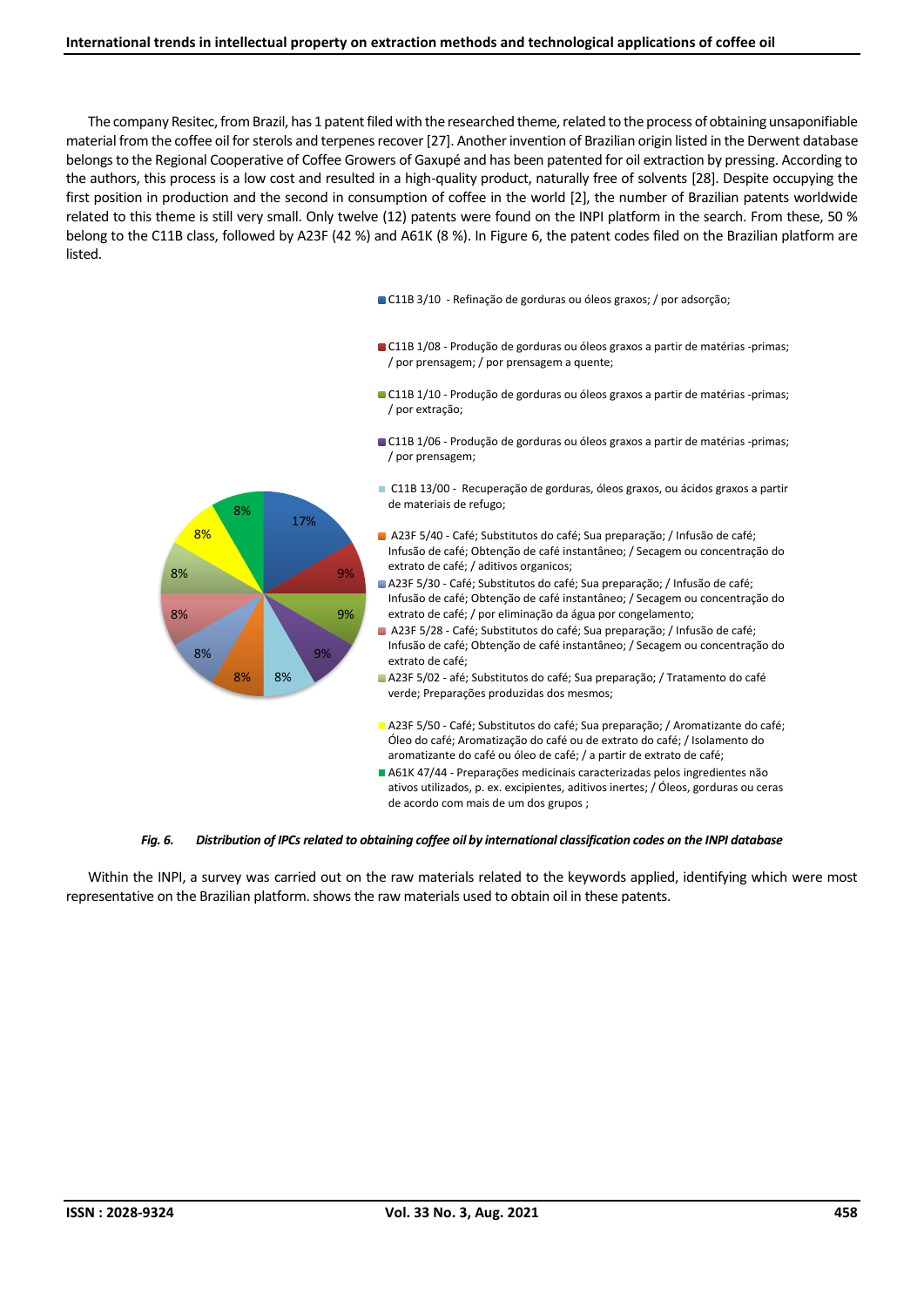The company Resitec, from Brazil, has 1 patent filed with the researched theme, related to the process of obtaining unsaponifiable material from the coffee oil for sterols and terpenes recover [27]. Another invention of Brazilian origin listed in the Derwent database belongs to the Regional Cooperative of Coffee Growers of Gaxupé and has been patented for oil extraction by pressing. According to the authors, this process is a low cost and resulted in a high-quality product, naturally free of solvents [28]. Despite occupying the first position in production and the second in consumption of coffee in the world [2], the number of Brazilian patents worldwide related to this theme is still very small. Only twelve (12) patents were found on the INPI platform in the search. From these, 50 % belong to the C11B class, followed by A23F (42 %) and A61K (8 %). In Figure 6, the patent codes filed on the Brazilian platform are listed.

- C11B 3/10 - Refinação de gorduras ou óleos graxos; / por adsorção; (17%)
- C11B 1/08 - Produção de gorduras ou óleos graxos a partir de matérias -primas; / por prensagem; / por prensagem a quente; (9%)
- C11B 1/10 - Produção de gorduras ou óleos graxos a partir de matérias -primas; / por extração; (9%)
- C11B 1/06 - Produção de gorduras ou óleos graxos a partir de matérias -primas; / por prensagem; (9%)
- C11B 13/00 - Recuperação de gorduras, óleos graxos, ou ácidos graxos a partir de materiais de refugo; (8%)
- A23F 5/40 - Café; Substitutos do café; Sua preparação; / Infusão de café; Infusão de café; Obtenção de café instantâneo; / Secagem ou concentração do extrato de café; / aditivos organicos; (8%)
- A23F 5/30 - Café; Substitutos do café; Sua preparação; / Infusão de café; Infusão de café; Obtenção de café instantâneo; / Secagem ou concentração do extrato de café; / por eliminação da água por congelamento; (8%)
- A23F 5/28 - Café; Substitutos do café; Sua preparação; / Infusão de café; Infusão de café; Obtenção de café instantâneo; / Secagem ou concentração do extrato de café; (8%)
- A23F 5/02 - afé; Substitutos do café; Sua preparação; / Tratamento do café verde; Preparações produzidas dos mesmos; (8%)
- A23F 5/50 - Café; Substitutos do café; Sua preparação; / Aromatizante do café; Óleo do café; Aromatização do café ou de extrato do café; / Isolamento do aromatizante do café ou óleo de café; / a partir de extrato de café; (8%)
- A61K 47/44 - Preparações medicinais caracterizadas pelos ingredientes não ativos utilizados, p. ex. excipientes, aditivos inertes; / Óleos, gorduras ou ceras de acordo com mais de um dos grupos ; (8%)

*Fig. 6. Distribution of IPCs related to obtaining coffee oil by international classification codes on the INPI database*

Within the INPI, a survey was carried out on the raw materials related to the keywords applied, identifying which were most representative on the Brazilian platform. shows the raw materials used to obtain oil in these patents.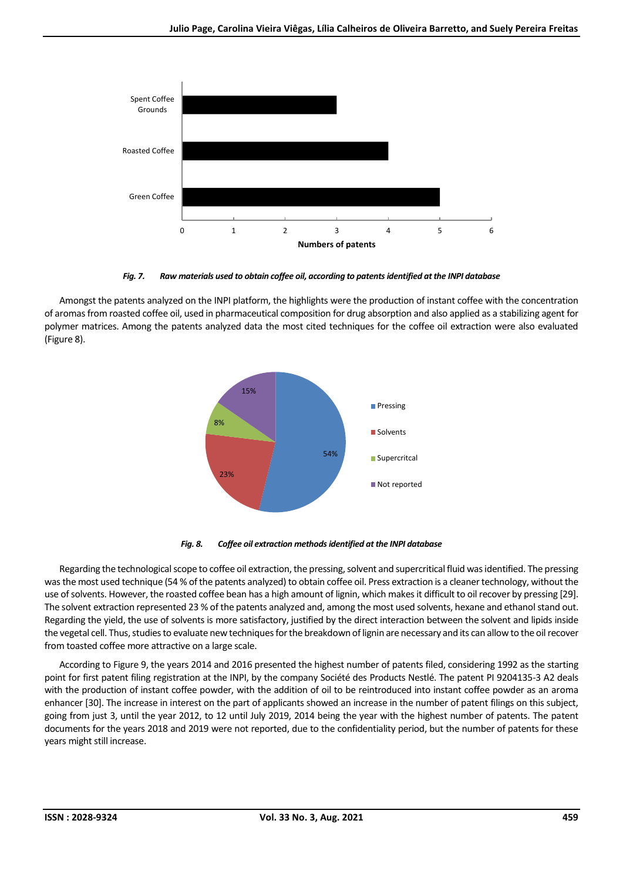*Fig. 7. Raw materials used to obtain coffee oil, according to patents identified at the INPI database*

Amongst the patents analyzed on the INPI platform, the highlights were the production of instant coffee with the concentration of aromas from roasted coffee oil, used in pharmaceutical composition for drug absorption and also applied as a stabilizing agent for polymer matrices. Among the patents analyzed data the most cited techniques for the coffee oil extraction were also evaluated (Figure 8).

*Fig. 8. Coffee oil extraction methods identified at the INPI database*

Regarding the technological scope to coffee oil extraction, the pressing, solvent and supercritical fluid was identified. The pressing was the most used technique (54 % of the patents analyzed) to obtain coffee oil. Press extraction is a cleaner technology, without the use of solvents. However, the roasted coffee bean has a high amount of lignin, which makes it difficult to oil recover by pressing [29]. The solvent extraction represented 23 % of the patents analyzed and, among the most used solvents, hexane and ethanol stand out. Regarding the yield, the use of solvents is more satisfactory, justified by the direct interaction between the solvent and lipids inside the vegetal cell. Thus, studies to evaluate new techniques for the breakdown of lignin are necessary and its can allow to the oil recover from toasted coffee more attractive on a large scale.

According to Figure 9, the years 2014 and 2016 presented the highest number of patents filed, considering 1992 as the starting point for first patent filing registration at the INPI, by the company Société des Products Nestlé. The patent PI 9204135-3 A2 deals with the production of instant coffee powder, with the addition of oil to be reintroduced into instant coffee powder as an aroma enhancer [30]. The increase in interest on the part of applicants showed an increase in the number of patent filings on this subject, going from just 3, until the year 2012, to 12 until July 2019, 2014 being the year with the highest number of patents. The patent documents for the years 2018 and 2019 were not reported, due to the confidentiality period, but the number of patents for these years might still increase.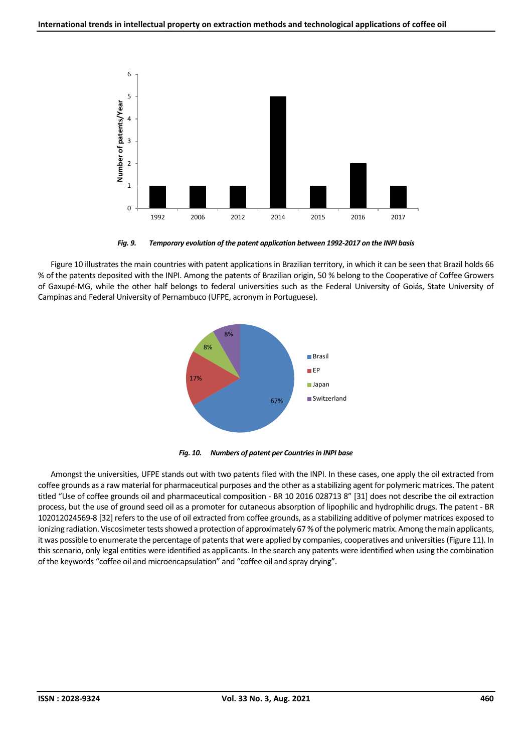*Fig. 9. Temporary evolution of the patent application between 1992-2017 on the INPI basis*

Figure 10 illustrates the main countries with patent applications in Brazilian territory, in which it can be seen that Brazil holds 66 % of the patents deposited with the INPI. Among the patents of Brazilian origin, 50 % belong to the Cooperative of Coffee Growers of Gaxupé-MG, while the other half belongs to federal universities such as the Federal University of Goiás, State University of Campinas and Federal University of Pernambuco (UFPE, acronym in Portuguese).

*Fig. 10. Numbers of patent per Countries in INPI base*

Amongst the universities, UFPE stands out with two patents filed with the INPI. In these cases, one apply the oil extracted from coffee grounds as a raw material for pharmaceutical purposes and the other as a stabilizing agent for polymeric matrices. The patent titled "Use of coffee grounds oil and pharmaceutical composition - BR 10 2016 028713 8" [31] does not describe the oil extraction process, but the use of ground seed oil as a promoter for cutaneous absorption of lipophilic and hydrophilic drugs. The patent - BR 102012024569-8 [32] refers to the use of oil extracted from coffee grounds, as a stabilizing additive of polymer matrices exposed to ionizing radiation. Viscosimeter tests showed a protection of approximately 67 % of the polymeric matrix. Among the main applicants, it was possible to enumerate the percentage of patents that were applied by companies, cooperatives and universities (Figure 11). In this scenario, only legal entities were identified as applicants. In the search any patents were identified when using the combination of the keywords "coffee oil and microencapsulation" and "coffee oil and spray drying".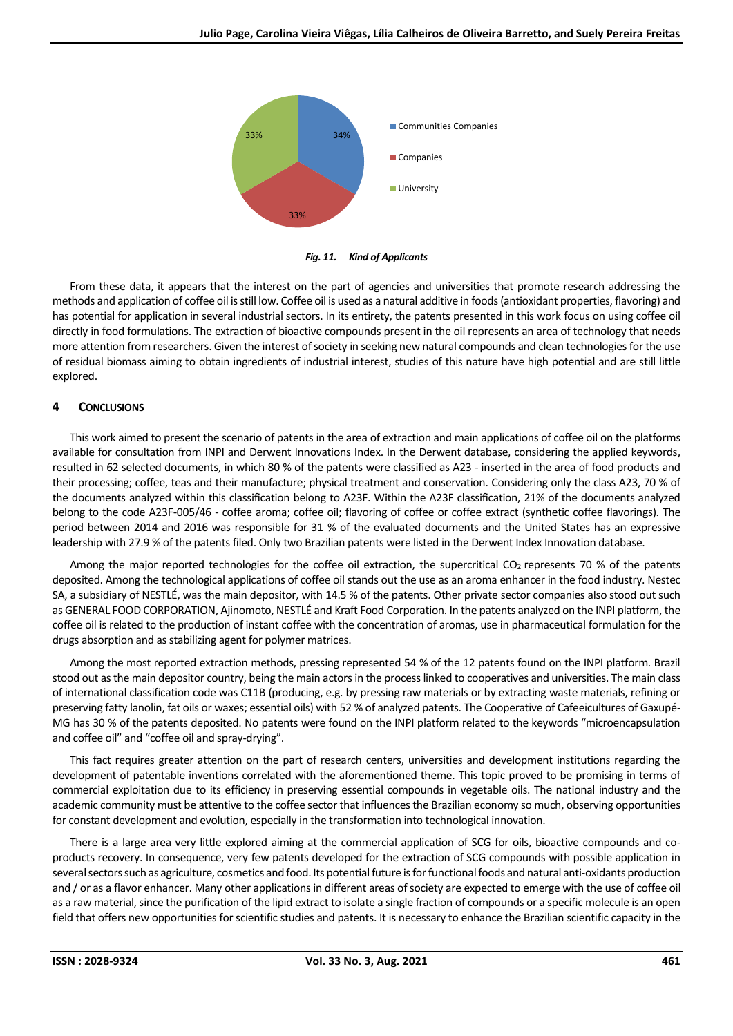Fig. 11. *Kind of Applicants*

From these data, it appears that the interest on the part of agencies and universities that promote research addressing the methods and application of coffee oil is still low. Coffee oil is used as a natural additive in foods (antioxidant properties, flavoring) and has potential for application in several industrial sectors. In its entirety, the patents presented in this work focus on using coffee oil directly in food formulations. The extraction of bioactive compounds present in the oil represents an area of technology that needs more attention from researchers. Given the interest of society in seeking new natural compounds and clean technologies for the use of residual biomass aiming to obtain ingredients of industrial interest, studies of this nature have high potential and are still little explored.

## 4 CONCLUSIONS

This work aimed to present the scenario of patents in the area of extraction and main applications of coffee oil on the platforms available for consultation from INPI and Derwent Innovations Index. In the Derwent database, considering the applied keywords, resulted in 62 selected documents, in which 80 % of the patents were classified as A23 - inserted in the area of food products and their processing; coffee, teas and their manufacture; physical treatment and conservation. Considering only the class A23, 70 % of the documents analyzed within this classification belong to A23F. Within the A23F classification, 21% of the documents analyzed belong to the code A23F-005/46 - coffee aroma; coffee oil; flavoring of coffee or coffee extract (synthetic coffee flavorings). The period between 2014 and 2016 was responsible for 31 % of the evaluated documents and the United States has an expressive leadership with 27.9 % of the patents filed. Only two Brazilian patents were listed in the Derwent Index Innovation database.

Among the major reported technologies for the coffee oil extraction, the supercritical $CO_2$ represents 70 % of the patents deposited. Among the technological applications of coffee oil stands out the use as an aroma enhancer in the food industry. Nestec SA, a subsidiary of NESTLÉ, was the main depositor, with 14.5 % of the patents. Other private sector companies also stood out such as GENERAL FOOD CORPORATION, Ajinomoto, NESTLÉ and Kraft Food Corporation. In the patents analyzed on the INPI platform, the coffee oil is related to the production of instant coffee with the concentration of aromas, use in pharmaceutical formulation for the drugs absorption and as stabilizing agent for polymer matrices.

Among the most reported extraction methods, pressing represented 54 % of the 12 patents found on the INPI platform. Brazil stood out as the main depositor country, being the main actors in the process linked to cooperatives and universities. The main class of international classification code was C11B (producing, e.g. by pressing raw materials or by extracting waste materials, refining or preserving fatty lanolin, fat oils or waxes; essential oils) with 52 % of analyzed patents. The Cooperative of Cafeeicultures of Gaxupé-MG has 30 % of the patents deposited. No patents were found on the INPI platform related to the keywords "microencapsulation and coffee oil" and "coffee oil and spray-drying".

This fact requires greater attention on the part of research centers, universities and development institutions regarding the development of patentable inventions correlated with the aforementioned theme. This topic proved to be promising in terms of commercial exploitation due to its efficiency in preserving essential compounds in vegetable oils. The national industry and the academic community must be attentive to the coffee sector that influences the Brazilian economy so much, observing opportunities for constant development and evolution, especially in the transformation into technological innovation.

There is a large area very little explored aiming at the commercial application of SCG for oils, bioactive compounds and co-products recovery. In consequence, very few patents developed for the extraction of SCG compounds with possible application in several sectors such as agriculture, cosmetics and food. Its potential future is for functional foods and natural anti-oxidants production and / or as a flavor enhancer. Many other applications in different areas of society are expected to emerge with the use of coffee oil as a raw material, since the purification of the lipid extract to isolate a single fraction of compounds or a specific molecule is an open field that offers new opportunities for scientific studies and patents. It is necessary to enhance the Brazilian scientific capacity in the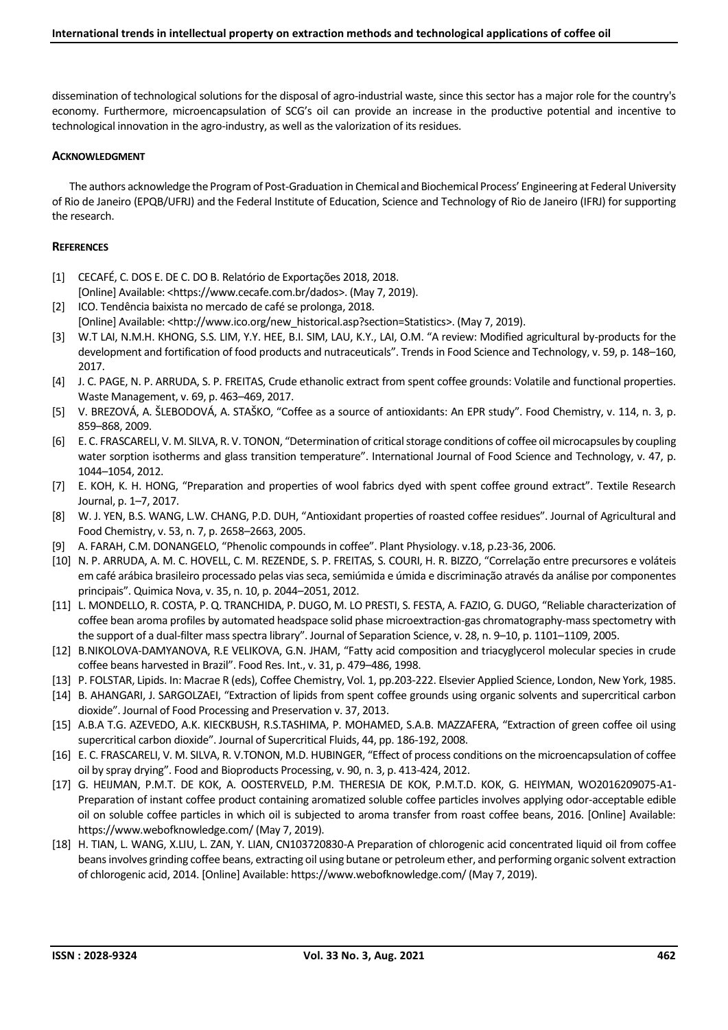dissemination of technological solutions for the disposal of agro-industrial waste, since this sector has a major role for the country's economy. Furthermore, microencapsulation of SCG's oil can provide an increase in the productive potential and incentive to technological innovation in the agro-industry, as well as the valorization of its residues.

## Acknowledgment

The authors acknowledge the Program of Post-Graduation in Chemical and Biochemical Process' Engineering at Federal University of Rio de Janeiro (EPQB/UFRJ) and the Federal Institute of Education, Science and Technology of Rio de Janeiro (IFRJ) for supporting the research.

## References

[1] CECAFÉ, C. DOS E. DE C. DO B. Relatório de Exportações 2018, 2018. [Online] Available: <https://www.cecafe.com.br/dados>. (May 7, 2019).

[2] ICO. Tendência baixista no mercado de café se prolonga, 2018. [Online] Available: <http://www.ico.org/new_historical.asp?section=Statistics>. (May 7, 2019).

[3] W.T LAI, N.M.H. KHONG, S.S. LIM, Y.Y. HEE, B.I. SIM, LAU, K.Y., LAI, O.M. "A review: Modified agricultural by-products for the development and fortification of food products and nutraceuticals". Trends in Food Science and Technology, v. 59, p. 148–160, 2017.

[4] J. C. PAGE, N. P. ARRUDA, S. P. FREITAS, Crude ethanolic extract from spent coffee grounds: Volatile and functional properties. Waste Management, v. 69, p. 463–469, 2017.

[5] V. BREZOVÁ, A. ŠLEBODOVÁ, A. STAŠKO, "Coffee as a source of antioxidants: An EPR study". Food Chemistry, v. 114, n. 3, p. 859–868, 2009.

[6] E. C. FRASCARELI, V. M. SILVA, R. V. TONON, "Determination of critical storage conditions of coffee oil microcapsules by coupling water sorption isotherms and glass transition temperature". International Journal of Food Science and Technology, v. 47, p. 1044–1054, 2012.

[7] E. KOH, K. H. HONG, "Preparation and properties of wool fabrics dyed with spent coffee ground extract". Textile Research Journal, p. 1–7, 2017.

[8] W. J. YEN, B.S. WANG, L.W. CHANG, P.D. DUH, "Antioxidant properties of roasted coffee residues". Journal of Agricultural and Food Chemistry, v. 53, n. 7, p. 2658–2663, 2005.

[9] A. FARAH, C.M. DONANGELO, "Phenolic compounds in coffee". Plant Physiology. v.18, p.23-36, 2006.

[10] N. P. ARRUDA, A. M. C. HOVELL, C. M. REZENDE, S. P. FREITAS, S. COURI, H. R. BIZZO, "Correlação entre precursores e voláteis em café arábica brasileiro processado pelas vias seca, semiúmida e úmida e discriminação através da análise por componentes principais". Quimica Nova, v. 35, n. 10, p. 2044–2051, 2012.

[11] L. MONDELLO, R. COSTA, P. Q. TRANCHIDA, P. DUGO, M. LO PRESTI, S. FESTA, A. FAZIO, G. DUGO, "Reliable characterization of coffee bean aroma profiles by automated headspace solid phase microextraction-gas chromatography-mass spectometry with the support of a dual-filter mass spectra library". Journal of Separation Science, v. 28, n. 9–10, p. 1101–1109, 2005.

[12] B.NIKOLOVA-DAMYANOVA, R.E VELIKOVA, G.N. JHAM, "Fatty acid composition and triacyglycerol molecular species in crude coffee beans harvested in Brazil". Food Res. Int., v. 31, p. 479–486, 1998.

[13] P. FOLSTAR, Lipids. In: Macrae R (eds), Coffee Chemistry, Vol. 1, pp.203-222. Elsevier Applied Science, London, New York, 1985.

[14] B. AHANGARI, J. SARGOLZAEI, "Extraction of lipids from spent coffee grounds using organic solvents and supercritical carbon dioxide". Journal of Food Processing and Preservation v. 37, 2013.

[15] A.B.A T.G. AZEVEDO, A.K. KIECKBUSH, R.S.TASHIMA, P. MOHAMED, S.A.B. MAZZAFERA, "Extraction of green coffee oil using supercritical carbon dioxide". Journal of Supercritical Fluids, 44, pp. 186-192, 2008.

[16] E. C. FRASCARELI, V. M. SILVA, R. V.TONON, M.D. HUBINGER, "Effect of process conditions on the microencapsulation of coffee oil by spray drying". Food and Bioproducts Processing, v. 90, n. 3, p. 413-424, 2012.

[17] G. HEIJMAN, P.M.T. DE KOK, A. OOSTERVELD, P.M. THERESIA DE KOK, P.M.T.D. KOK, G. HEIYMAN, WO2016209075-A1-Preparation of instant coffee product containing aromatized soluble coffee particles involves applying odor-acceptable edible oil on soluble coffee particles in which oil is subjected to aroma transfer from roast coffee beans, 2016. [Online] Available: https://www.webofknowledge.com/ (May 7, 2019).

[18] H. TIAN, L. WANG, X.LIU, L. ZAN, Y. LIAN, CN103720830-A Preparation of chlorogenic acid concentrated liquid oil from coffee beans involves grinding coffee beans, extracting oil using butane or petroleum ether, and performing organic solvent extraction of chlorogenic acid, 2014. [Online] Available: https://www.webofknowledge.com/ (May 7, 2019).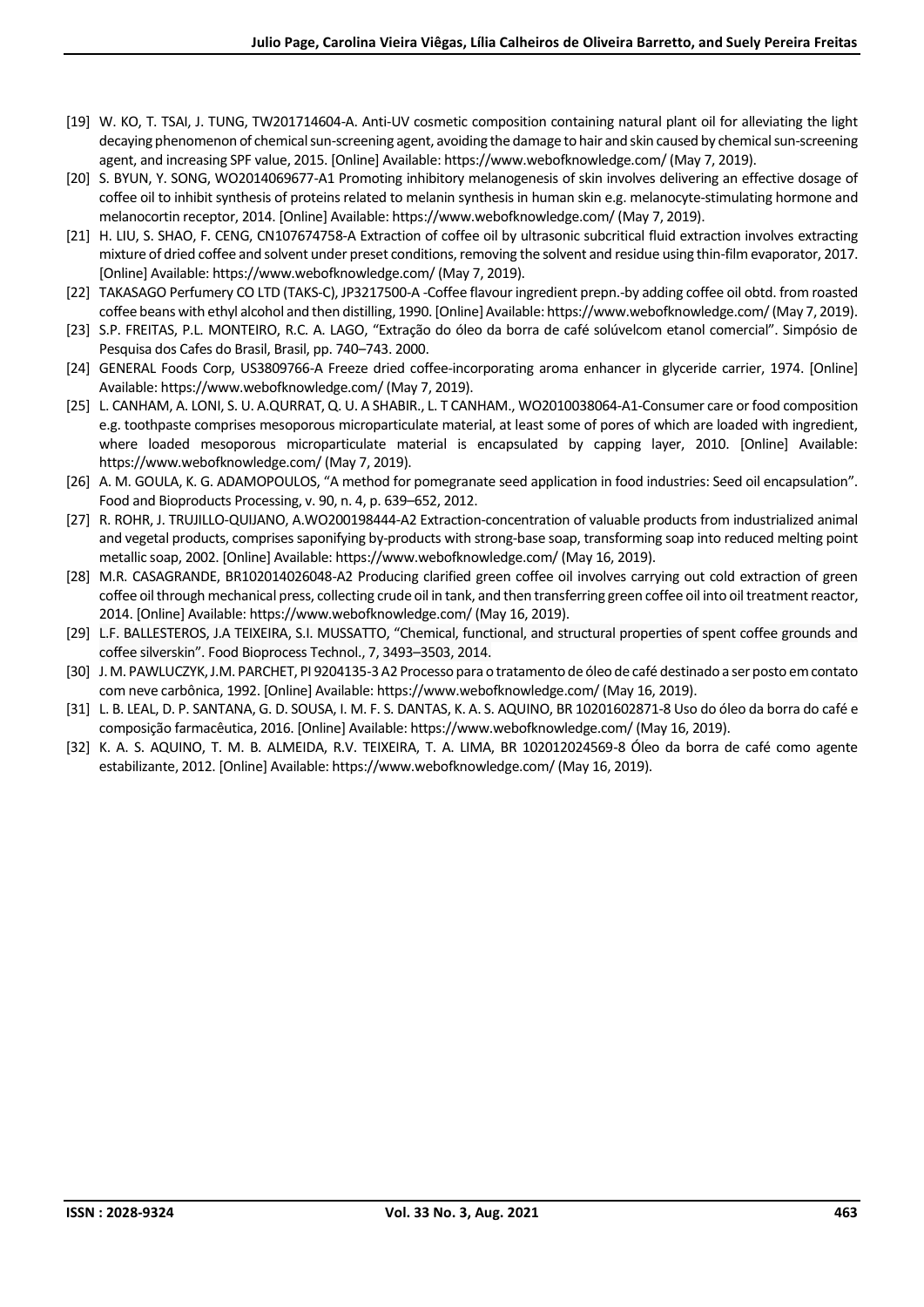[19] W. KO, T. TSAI, J. TUNG, TW201714604-A. Anti-UV cosmetic composition containing natural plant oil for alleviating the light decaying phenomenon of chemical sun-screening agent, avoiding the damage to hair and skin caused by chemical sun-screening agent, and increasing SPF value, 2015. [Online] Available: https://www.webofknowledge.com/ (May 7, 2019).

[20] S. BYUN, Y. SONG, WO2014069677-A1 Promoting inhibitory melanogenesis of skin involves delivering an effective dosage of coffee oil to inhibit synthesis of proteins related to melanin synthesis in human skin e.g. melanocyte-stimulating hormone and melanocortin receptor, 2014. [Online] Available: https://www.webofknowledge.com/ (May 7, 2019).

[21] H. LIU, S. SHAO, F. CENG, CN107674758-A Extraction of coffee oil by ultrasonic subcritical fluid extraction involves extracting mixture of dried coffee and solvent under preset conditions, removing the solvent and residue using thin-film evaporator, 2017. [Online] Available: https://www.webofknowledge.com/ (May 7, 2019).

[22] TAKASAGO Perfumery CO LTD (TAKS-C), JP3217500-A -Coffee flavour ingredient prepn.-by adding coffee oil obtd. from roasted coffee beans with ethyl alcohol and then distilling, 1990. [Online] Available: https://www.webofknowledge.com/ (May 7, 2019).

[23] S.P. FREITAS, P.L. MONTEIRO, R.C. A. LAGO, "Extração do óleo da borra de café solúvelcom etanol comercial". Simpósio de Pesquisa dos Cafes do Brasil, Brasil, pp. 740–743. 2000.

[24] GENERAL Foods Corp, US3809766-A Freeze dried coffee-incorporating aroma enhancer in glyceride carrier, 1974. [Online] Available: https://www.webofknowledge.com/ (May 7, 2019).

[25] L. CANHAM, A. LONI, S. U. A.QURRAT, Q. U. A SHABIR., L. T CANHAM., WO2010038064-A1-Consumer care or food composition e.g. toothpaste comprises mesoporous microparticulate material, at least some of pores of which are loaded with ingredient, where loaded mesoporous microparticulate material is encapsulated by capping layer, 2010. [Online] Available: https://www.webofknowledge.com/ (May 7, 2019).

[26] A. M. GOULA, K. G. ADAMOPOULOS, "A method for pomegranate seed application in food industries: Seed oil encapsulation". Food and Bioproducts Processing, v. 90, n. 4, p. 639–652, 2012.

[27] R. ROHR, J. TRUJILLO-QUIJANO, A.WO200198444-A2 Extraction-concentration of valuable products from industrialized animal and vegetal products, comprises saponifying by-products with strong-base soap, transforming soap into reduced melting point metallic soap, 2002. [Online] Available: https://www.webofknowledge.com/ (May 16, 2019).

[28] M.R. CASAGRANDE, BR102014026048-A2 Producing clarified green coffee oil involves carrying out cold extraction of green coffee oil through mechanical press, collecting crude oil in tank, and then transferring green coffee oil into oil treatment reactor, 2014. [Online] Available: https://www.webofknowledge.com/ (May 16, 2019).

[29] L.F. BALLESTEROS, J.A TEIXEIRA, S.I. MUSSATTO, "Chemical, functional, and structural properties of spent coffee grounds and coffee silverskin". Food Bioprocess Technol., 7, 3493–3503, 2014.

[30] J. M. PAWLUCZYK, J.M. PARCHET, PI 9204135-3 A2 Processo para o tratamento de óleo de café destinado a ser posto em contato com neve carbônica, 1992. [Online] Available: https://www.webofknowledge.com/ (May 16, 2019).

[31] L. B. LEAL, D. P. SANTANA, G. D. SOUSA, I. M. F. S. DANTAS, K. A. S. AQUINO, BR 10201602871-8 Uso do óleo da borra do café e composição farmacêutica, 2016. [Online] Available: https://www.webofknowledge.com/ (May 16, 2019).

[32] K. A. S. AQUINO, T. M. B. ALMEIDA, R.V. TEIXEIRA, T. A. LIMA, BR 102012024569-8 Óleo da borra de café como agente estabilizante, 2012. [Online] Available: https://www.webofknowledge.com/ (May 16, 2019).